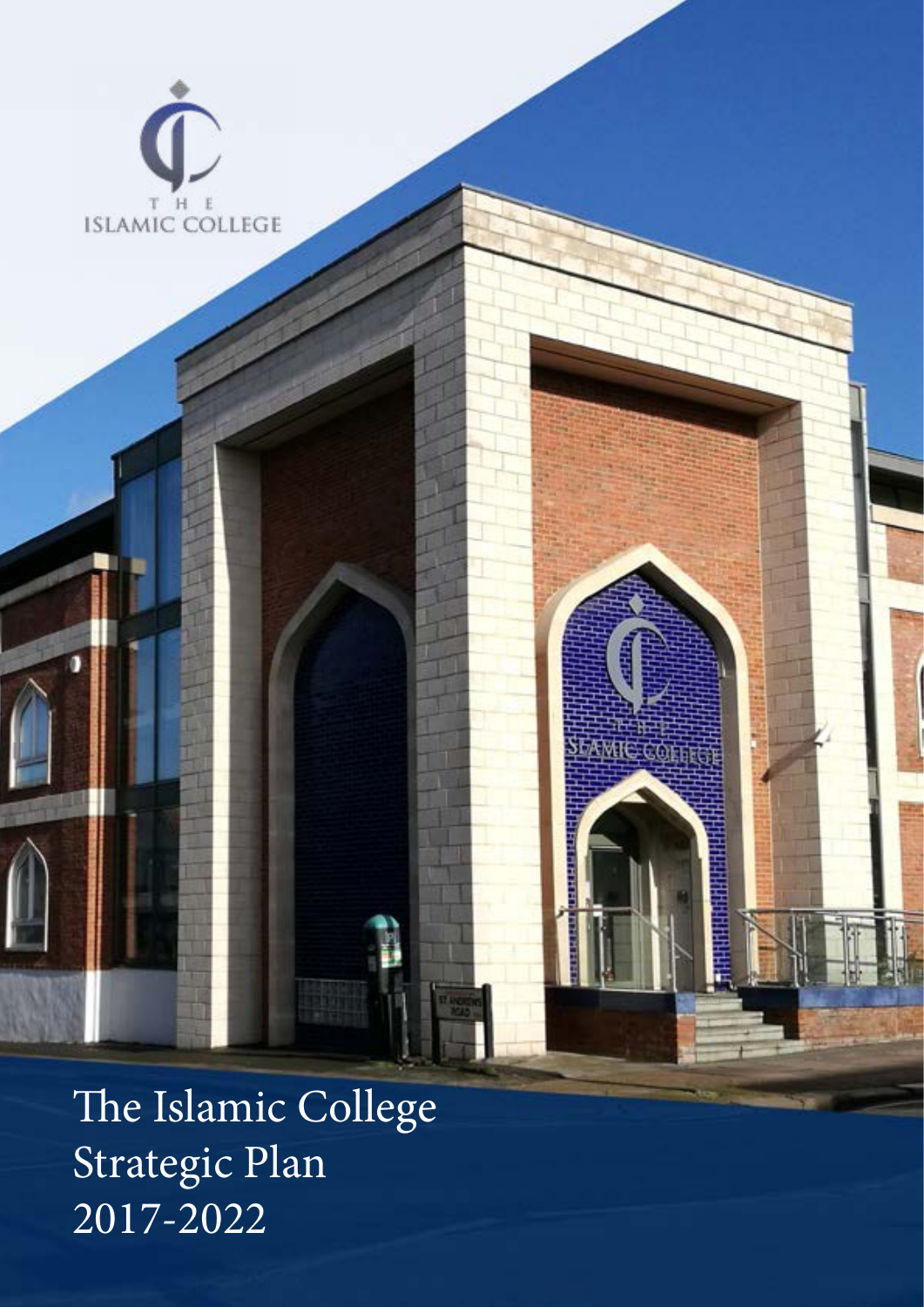THE ISLAMIC COLLEGE

# The Islamic College Strategic Plan 2017-2022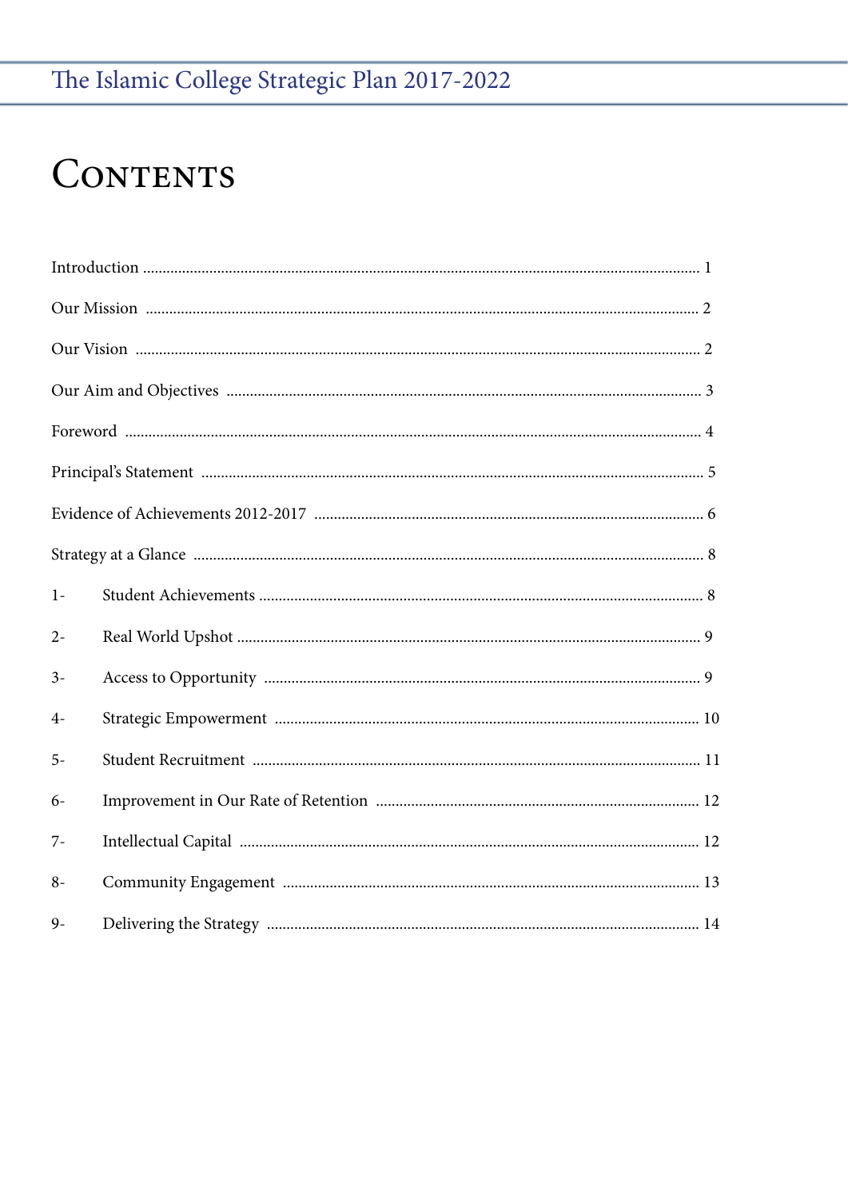# Contents

Introduction ............................................................................................................................... 1

Our Mission ............................................................................................................................... 2

Our Vision ............................................................................................................................... 2

Our Aim and Objectives ............................................................................................................... 3

Foreword ............................................................................................................................... 4

Principal's Statement ............................................................................................................... 5

Evidence of Achievements 2012-2017 ............................................................................................. 6

Strategy at a Glance ............................................................................................................... 8

1- Student Achievements ............................................................................................................... 8

2- Real World Upshot ............................................................................................................... 9

3- Access to Opportunity ............................................................................................................... 9

4- Strategic Empowerment ............................................................................................................... 10

5- Student Recruitment ............................................................................................................... 11

6- Improvement in Our Rate of Retention ............................................................................................. 12

7- Intellectual Capital ............................................................................................................... 12

8- Community Engagement ............................................................................................................... 13

9- Delivering the Strategy ............................................................................................................... 14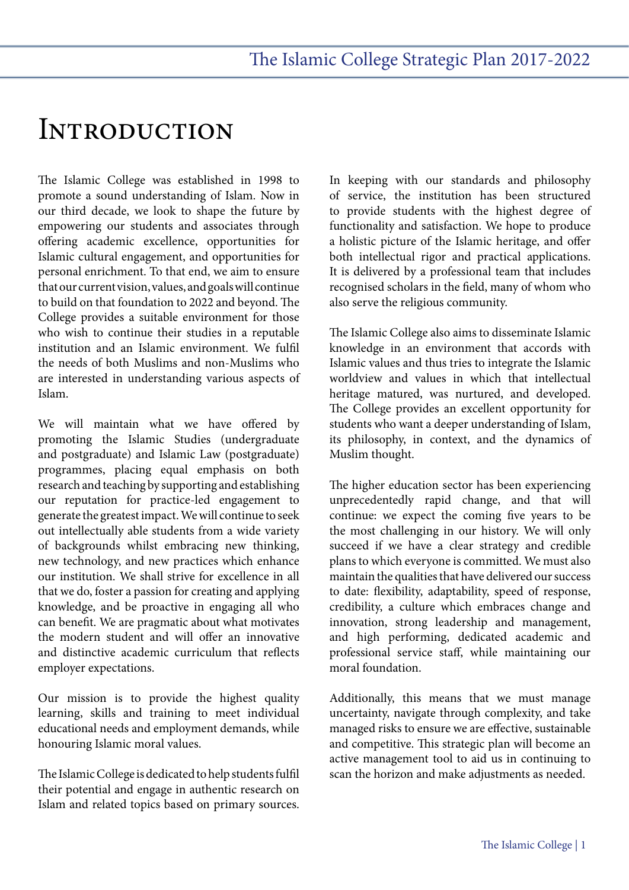# Introduction

The Islamic College was established in 1998 to promote a sound understanding of Islam. Now in our third decade, we look to shape the future by empowering our students and associates through offering academic excellence, opportunities for Islamic cultural engagement, and opportunities for personal enrichment. To that end, we aim to ensure that our current vision, values, and goals will continue to build on that foundation to 2022 and beyond. The College provides a suitable environment for those who wish to continue their studies in a reputable institution and an Islamic environment. We fulfil the needs of both Muslims and non-Muslims who are interested in understanding various aspects of Islam.

We will maintain what we have offered by promoting the Islamic Studies (undergraduate and postgraduate) and Islamic Law (postgraduate) programmes, placing equal emphasis on both research and teaching by supporting and establishing our reputation for practice-led engagement to generate the greatest impact. We will continue to seek out intellectually able students from a wide variety of backgrounds whilst embracing new thinking, new technology, and new practices which enhance our institution. We shall strive for excellence in all that we do, foster a passion for creating and applying knowledge, and be proactive in engaging all who can benefit. We are pragmatic about what motivates the modern student and will offer an innovative and distinctive academic curriculum that reflects employer expectations.

Our mission is to provide the highest quality learning, skills and training to meet individual educational needs and employment demands, while honouring Islamic moral values.

The Islamic College is dedicated to help students fulfil their potential and engage in authentic research on Islam and related topics based on primary sources. In keeping with our standards and philosophy of service, the institution has been structured to provide students with the highest degree of functionality and satisfaction. We hope to produce a holistic picture of the Islamic heritage, and offer both intellectual rigor and practical applications. It is delivered by a professional team that includes recognised scholars in the field, many of whom who also serve the religious community.

The Islamic College also aims to disseminate Islamic knowledge in an environment that accords with Islamic values and thus tries to integrate the Islamic worldview and values in which that intellectual heritage matured, was nurtured, and developed. The College provides an excellent opportunity for students who want a deeper understanding of Islam, its philosophy, in context, and the dynamics of Muslim thought.

The higher education sector has been experiencing unprecedentedly rapid change, and that will continue: we expect the coming five years to be the most challenging in our history. We will only succeed if we have a clear strategy and credible plans to which everyone is committed. We must also maintain the qualities that have delivered our success to date: flexibility, adaptability, speed of response, credibility, a culture which embraces change and innovation, strong leadership and management, and high performing, dedicated academic and professional service staff, while maintaining our moral foundation.

Additionally, this means that we must manage uncertainty, navigate through complexity, and take managed risks to ensure we are effective, sustainable and competitive. This strategic plan will become an active management tool to aid us in continuing to scan the horizon and make adjustments as needed.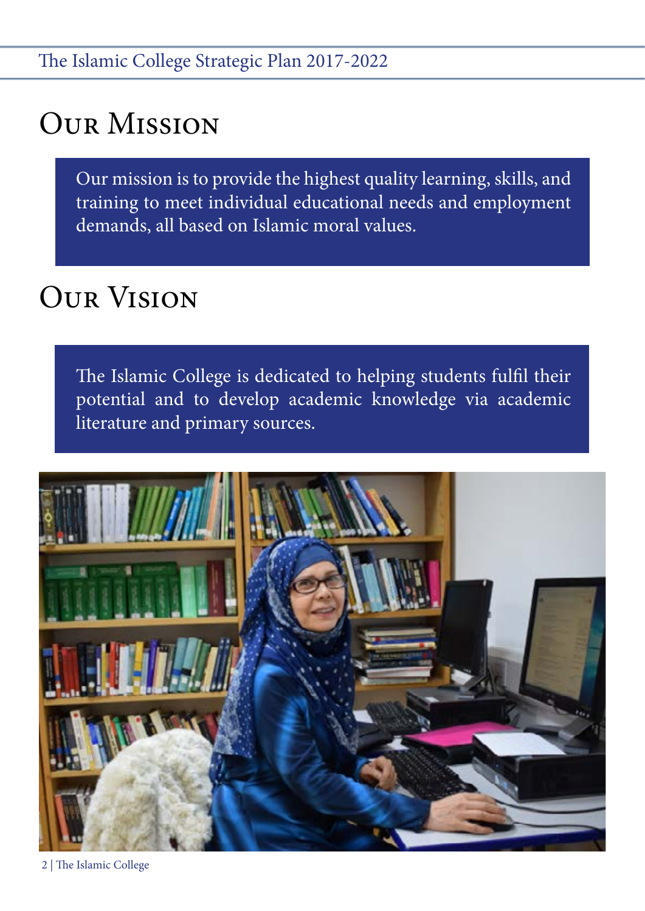# Our Mission

Our mission is to provide the highest quality learning, skills, and training to meet individual educational needs and employment demands, all based on Islamic moral values.

# Our Vision

The Islamic College is dedicated to helping students fulfil their potential and to develop academic knowledge via academic literature and primary sources.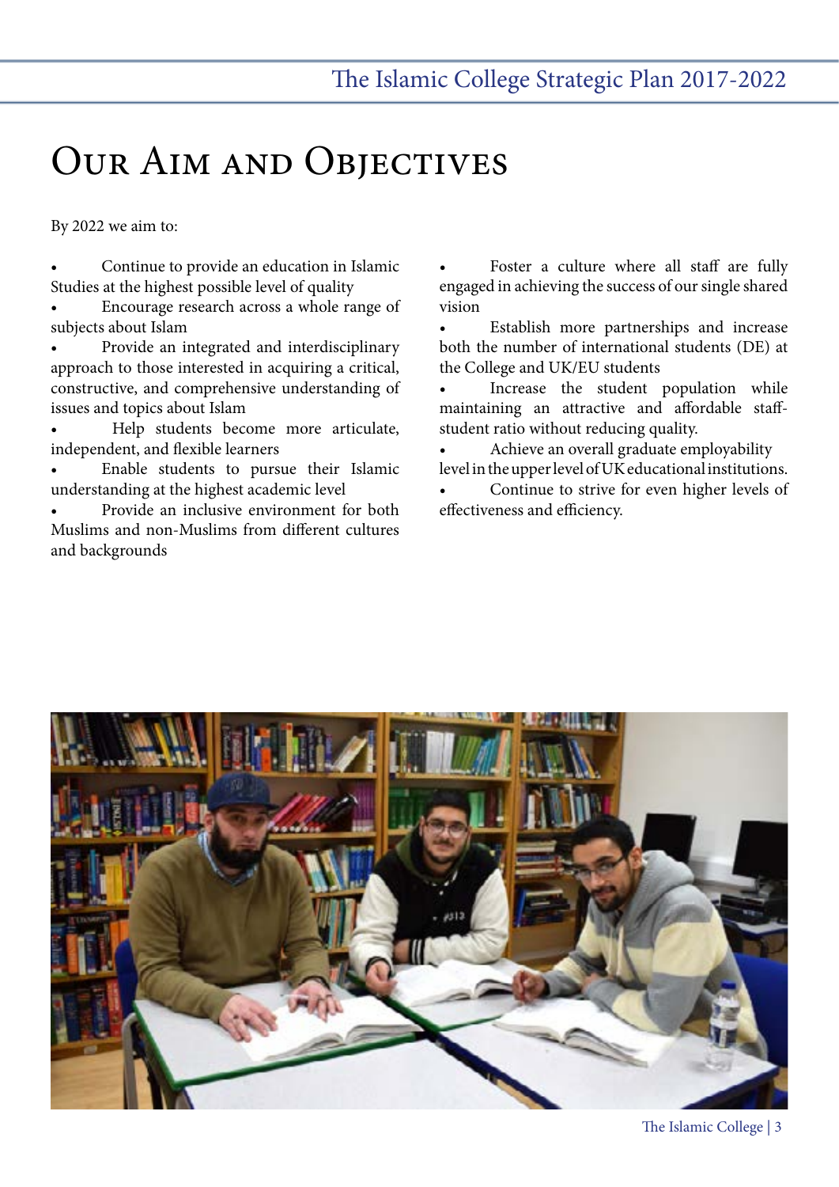# Our Aim and Objectives

By 2022 we aim to:

- Continue to provide an education in Islamic Studies at the highest possible level of quality
- Encourage research across a whole range of subjects about Islam
- Provide an integrated and interdisciplinary approach to those interested in acquiring a critical, constructive, and comprehensive understanding of issues and topics about Islam
- Help students become more articulate, independent, and flexible learners
- Enable students to pursue their Islamic understanding at the highest academic level
- Provide an inclusive environment for both Muslims and non-Muslims from different cultures and backgrounds
- Foster a culture where all staff are fully engaged in achieving the success of our single shared vision
- Establish more partnerships and increase both the number of international students (DE) at the College and UK/EU students
- Increase the student population while maintaining an attractive and affordable staff-student ratio without reducing quality.
- Achieve an overall graduate employability level in the upper level of UK educational institutions.
- Continue to strive for even higher levels of effectiveness and efficiency.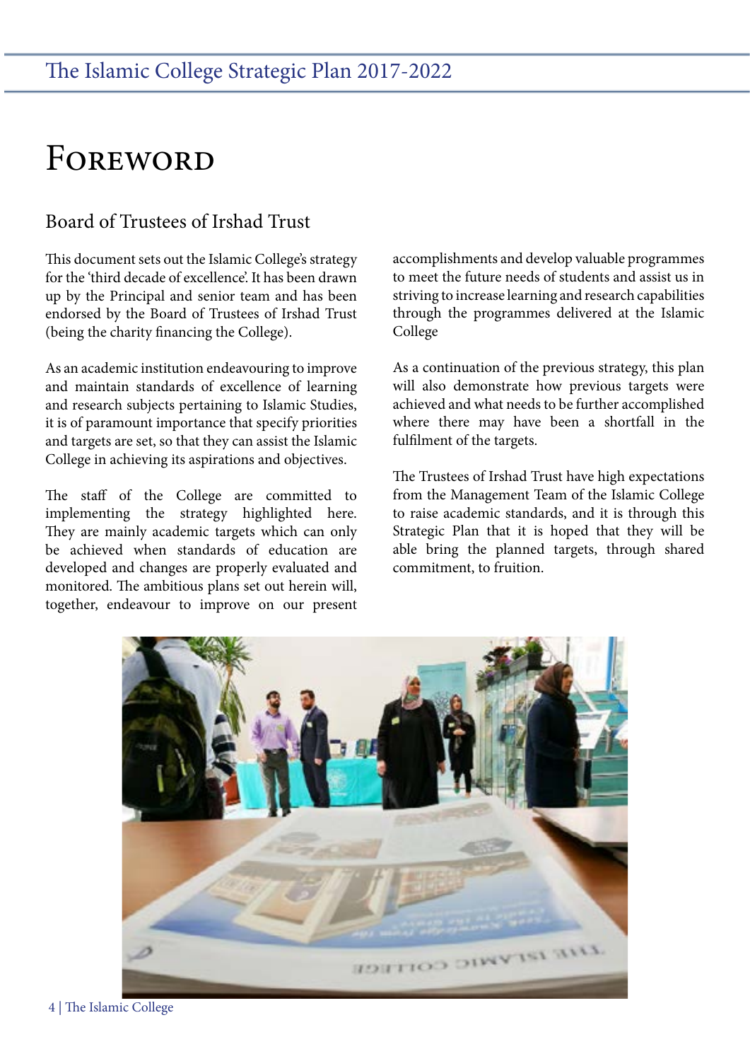# Foreword

## Board of Trustees of Irshad Trust

This document sets out the Islamic College's strategy for the 'third decade of excellence'. It has been drawn up by the Principal and senior team and has been endorsed by the Board of Trustees of Irshad Trust (being the charity financing the College).

As an academic institution endeavouring to improve and maintain standards of excellence of learning and research subjects pertaining to Islamic Studies, it is of paramount importance that specify priorities and targets are set, so that they can assist the Islamic College in achieving its aspirations and objectives.

The staff of the College are committed to implementing the strategy highlighted here. They are mainly academic targets which can only be achieved when standards of education are developed and changes are properly evaluated and monitored. The ambitious plans set out herein will, together, endeavour to improve on our present accomplishments and develop valuable programmes to meet the future needs of students and assist us in striving to increase learning and research capabilities through the programmes delivered at the Islamic College

As a continuation of the previous strategy, this plan will also demonstrate how previous targets were achieved and what needs to be further accomplished where there may have been a shortfall in the fulfilment of the targets.

The Trustees of Irshad Trust have high expectations from the Management Team of the Islamic College to raise academic standards, and it is through this Strategic Plan that it is hoped that they will be able bring the planned targets, through shared commitment, to fruition.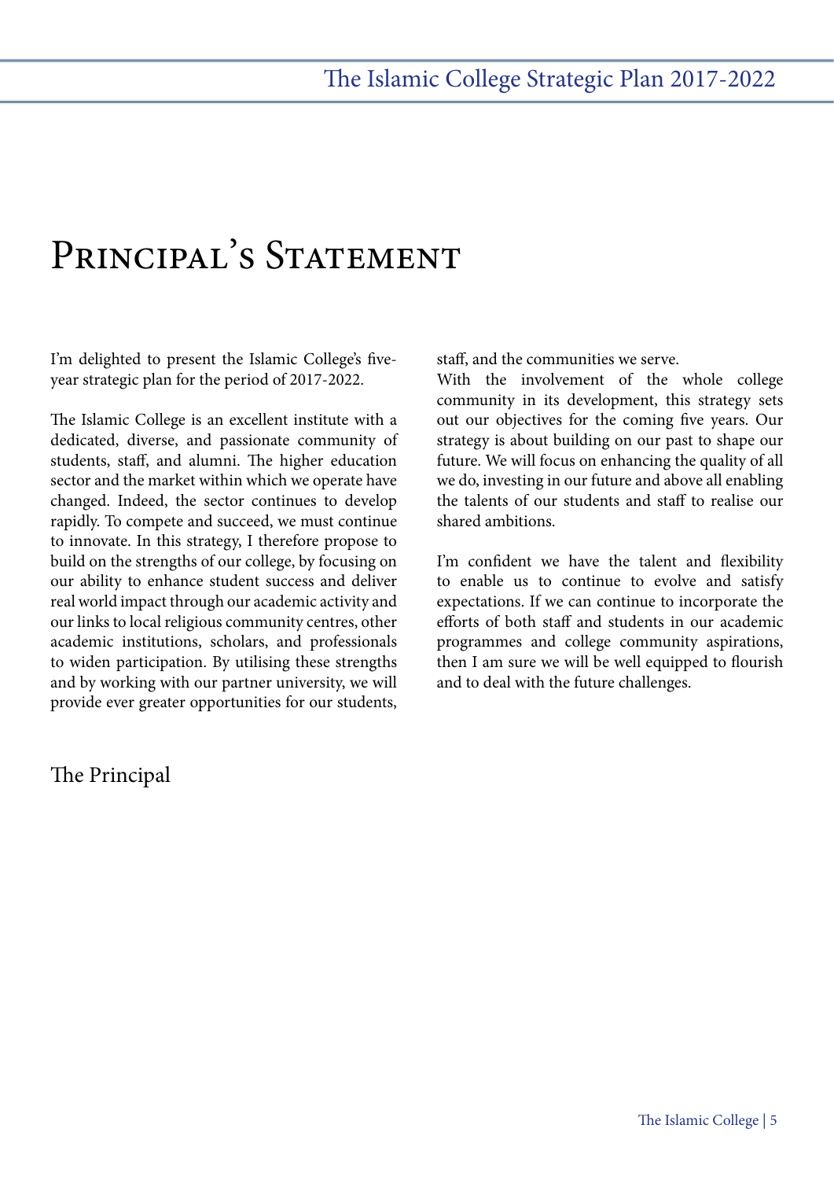# Principal's Statement

I'm delighted to present the Islamic College's five-year strategic plan for the period of 2017-2022.

The Islamic College is an excellent institute with a dedicated, diverse, and passionate community of students, staff, and alumni. The higher education sector and the market within which we operate have changed. Indeed, the sector continues to develop rapidly. To compete and succeed, we must continue to innovate. In this strategy, I therefore propose to build on the strengths of our college, by focusing on our ability to enhance student success and deliver real world impact through our academic activity and our links to local religious community centres, other academic institutions, scholars, and professionals to widen participation. By utilising these strengths and by working with our partner university, we will provide ever greater opportunities for our students, staff, and the communities we serve.

With the involvement of the whole college community in its development, this strategy sets out our objectives for the coming five years. Our strategy is about building on our past to shape our future. We will focus on enhancing the quality of all we do, investing in our future and above all enabling the talents of our students and staff to realise our shared ambitions.

I'm confident we have the talent and flexibility to enable us to continue to evolve and satisfy expectations. If we can continue to incorporate the efforts of both staff and students in our academic programmes and college community aspirations, then I am sure we will be well equipped to flourish and to deal with the future challenges.

The Principal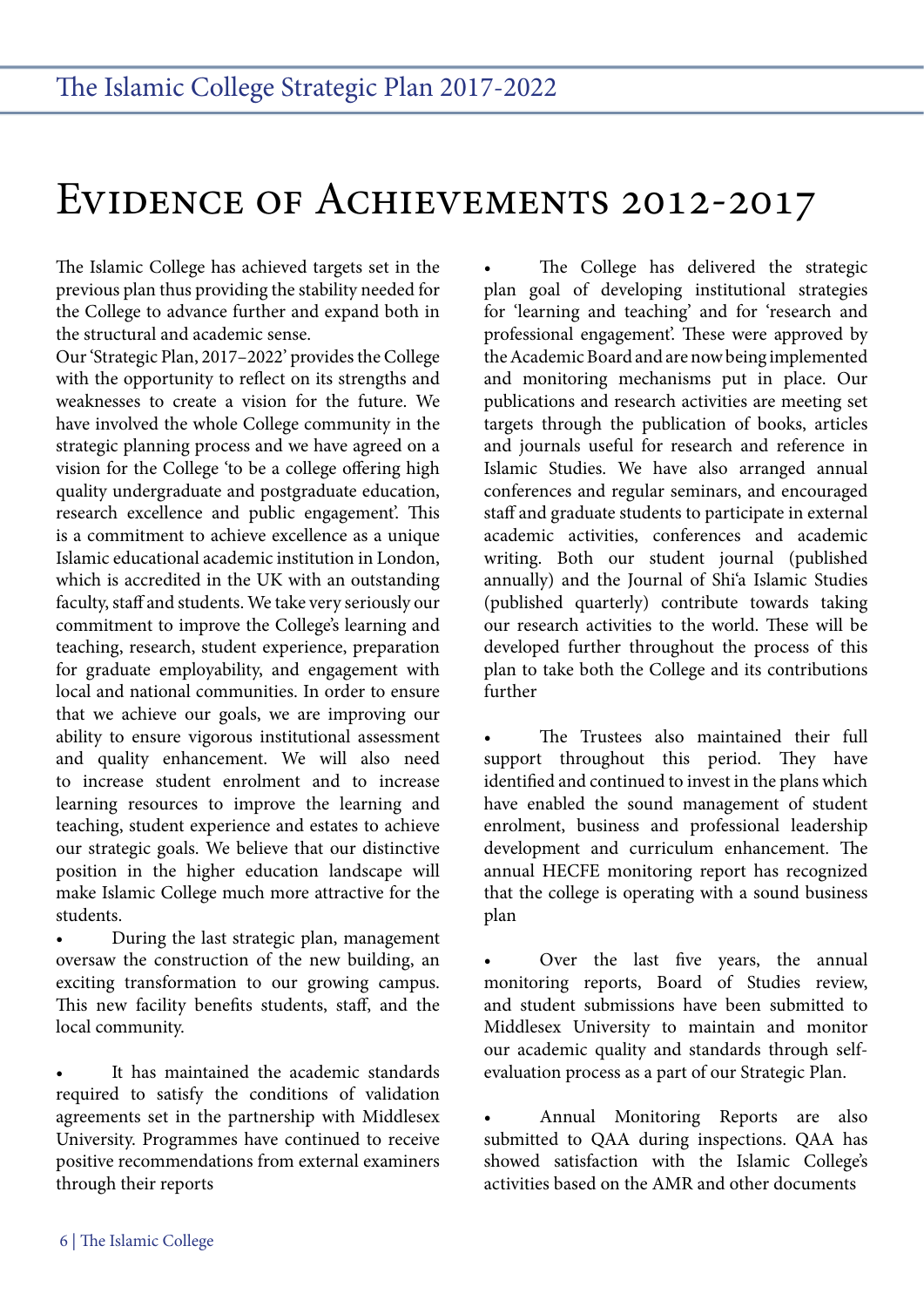# Evidence of Achievements 2012-2017

The Islamic College has achieved targets set in the previous plan thus providing the stability needed for the College to advance further and expand both in the structural and academic sense.

Our 'Strategic Plan, 2017–2022' provides the College with the opportunity to reflect on its strengths and weaknesses to create a vision for the future. We have involved the whole College community in the strategic planning process and we have agreed on a vision for the College 'to be a college offering high quality undergraduate and postgraduate education, research excellence and public engagement'. This is a commitment to achieve excellence as a unique Islamic educational academic institution in London, which is accredited in the UK with an outstanding faculty, staff and students. We take very seriously our commitment to improve the College's learning and teaching, research, student experience, preparation for graduate employability, and engagement with local and national communities. In order to ensure that we achieve our goals, we are improving our ability to ensure vigorous institutional assessment and quality enhancement. We will also need to increase student enrolment and to increase learning resources to improve the learning and teaching, student experience and estates to achieve our strategic goals. We believe that our distinctive position in the higher education landscape will make Islamic College much more attractive for the students.

- During the last strategic plan, management oversaw the construction of the new building, an exciting transformation to our growing campus. This new facility benefits students, staff, and the local community.

- It has maintained the academic standards required to satisfy the conditions of validation agreements set in the partnership with Middlesex University. Programmes have continued to receive positive recommendations from external examiners through their reports

- The College has delivered the strategic plan goal of developing institutional strategies for 'learning and teaching' and for 'research and professional engagement'. These were approved by the Academic Board and are now being implemented and monitoring mechanisms put in place. Our publications and research activities are meeting set targets through the publication of books, articles and journals useful for research and reference in Islamic Studies. We have also arranged annual conferences and regular seminars, and encouraged staff and graduate students to participate in external academic activities, conferences and academic writing. Both our student journal (published annually) and the Journal of Shi'a Islamic Studies (published quarterly) contribute towards taking our research activities to the world. These will be developed further throughout the process of this plan to take both the College and its contributions further

- The Trustees also maintained their full support throughout this period. They have identified and continued to invest in the plans which have enabled the sound management of student enrolment, business and professional leadership development and curriculum enhancement. The annual HECFE monitoring report has recognized that the college is operating with a sound business plan

- Over the last five years, the annual monitoring reports, Board of Studies review, and student submissions have been submitted to Middlesex University to maintain and monitor our academic quality and standards through self-evaluation process as a part of our Strategic Plan.

- Annual Monitoring Reports are also submitted to QAA during inspections. QAA has showed satisfaction with the Islamic College's activities based on the AMR and other documents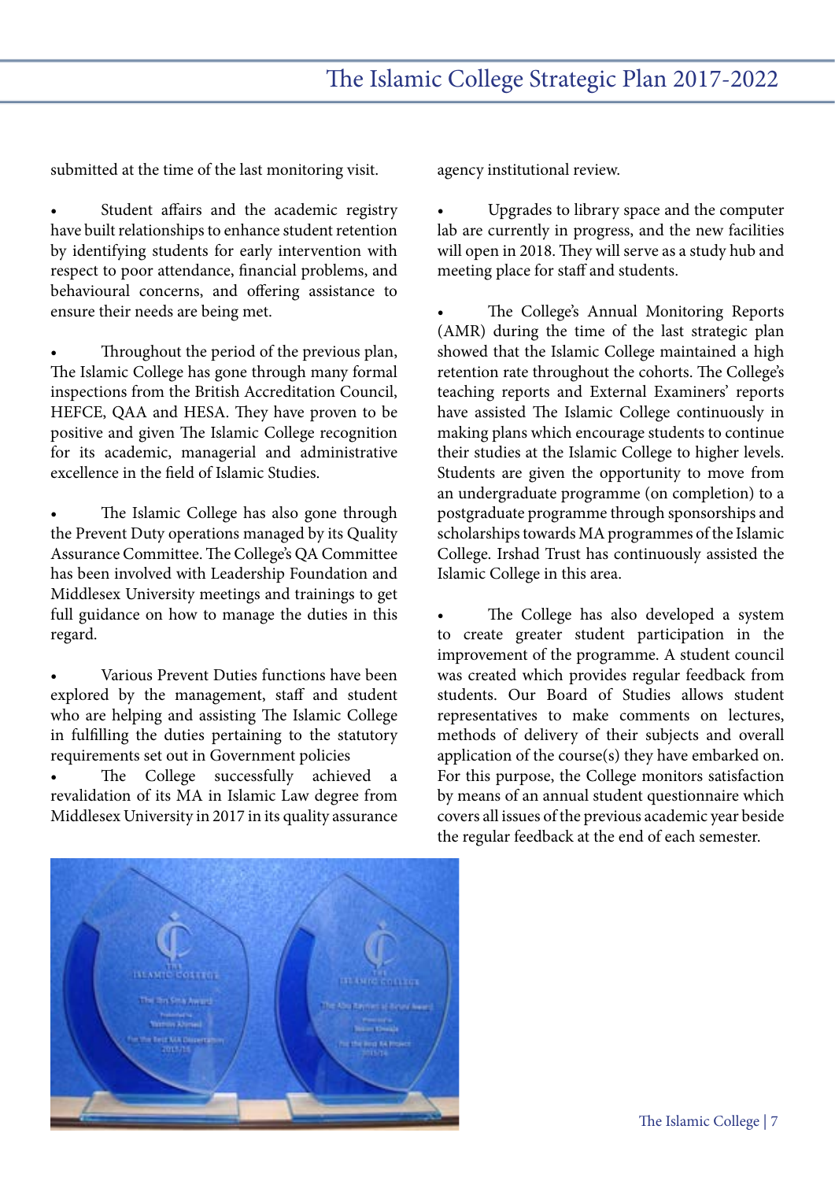submitted at the time of the last monitoring visit.

- Student affairs and the academic registry have built relationships to enhance student retention by identifying students for early intervention with respect to poor attendance, financial problems, and behavioural concerns, and offering assistance to ensure their needs are being met.

- Throughout the period of the previous plan, The Islamic College has gone through many formal inspections from the British Accreditation Council, HEFCE, QAA and HESA. They have proven to be positive and given The Islamic College recognition for its academic, managerial and administrative excellence in the field of Islamic Studies.

- The Islamic College has also gone through the Prevent Duty operations managed by its Quality Assurance Committee. The College's QA Committee has been involved with Leadership Foundation and Middlesex University meetings and trainings to get full guidance on how to manage the duties in this regard.

- Various Prevent Duties functions have been explored by the management, staff and student who are helping and assisting The Islamic College in fulfilling the duties pertaining to the statutory requirements set out in Government policies
- The College successfully achieved a revalidation of its MA in Islamic Law degree from Middlesex University in 2017 in its quality assurance agency institutional review.

- Upgrades to library space and the computer lab are currently in progress, and the new facilities will open in 2018. They will serve as a study hub and meeting place for staff and students.

- The College's Annual Monitoring Reports (AMR) during the time of the last strategic plan showed that the Islamic College maintained a high retention rate throughout the cohorts. The College's teaching reports and External Examiners' reports have assisted The Islamic College continuously in making plans which encourage students to continue their studies at the Islamic College to higher levels. Students are given the opportunity to move from an undergraduate programme (on completion) to a postgraduate programme through sponsorships and scholarships towards MA programmes of the Islamic College. Irshad Trust has continuously assisted the Islamic College in this area.

- The College has also developed a system to create greater student participation in the improvement of the programme. A student council was created which provides regular feedback from students. Our Board of Studies allows student representatives to make comments on lectures, methods of delivery of their subjects and overall application of the course(s) they have embarked on. For this purpose, the College monitors satisfaction by means of an annual student questionnaire which covers all issues of the previous academic year beside the regular feedback at the end of each semester.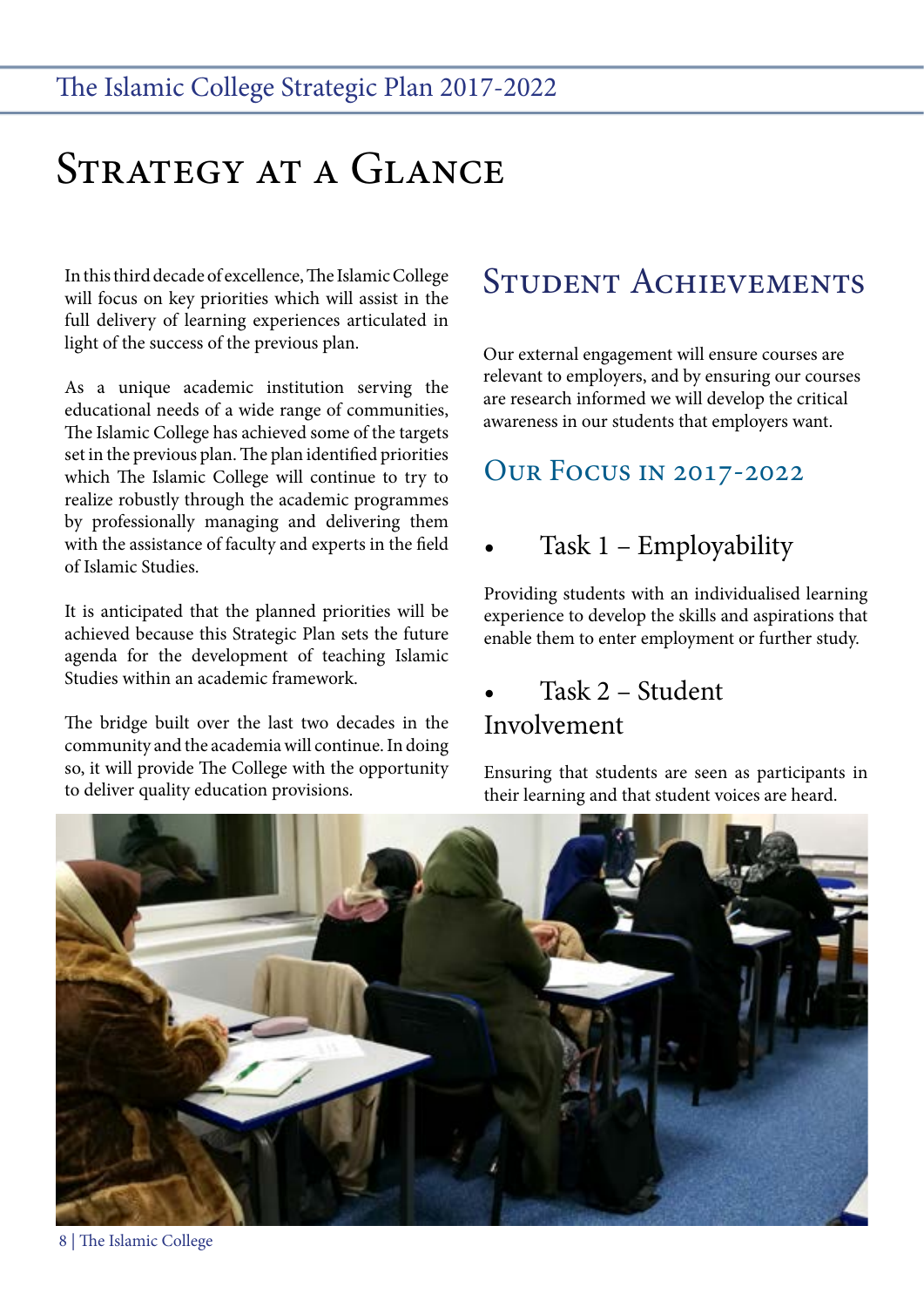# Strategy at a Glance

In this third decade of excellence, The Islamic College will focus on key priorities which will assist in the full delivery of learning experiences articulated in light of the success of the previous plan.

As a unique academic institution serving the educational needs of a wide range of communities, The Islamic College has achieved some of the targets set in the previous plan. The plan identified priorities which The Islamic College will continue to try to realize robustly through the academic programmes by professionally managing and delivering them with the assistance of faculty and experts in the field of Islamic Studies.

It is anticipated that the planned priorities will be achieved because this Strategic Plan sets the future agenda for the development of teaching Islamic Studies within an academic framework.

The bridge built over the last two decades in the community and the academia will continue. In doing so, it will provide The College with the opportunity to deliver quality education provisions.

## Student Achievements

Our external engagement will ensure courses are relevant to employers, and by ensuring our courses are research informed we will develop the critical awareness in our students that employers want.

### Our Focus in 2017-2022

- Task 1 – Employability

Providing students with an individualised learning experience to develop the skills and aspirations that enable them to enter employment or further study.

- Task 2 – Student Involvement

Ensuring that students are seen as participants in their learning and that student voices are heard.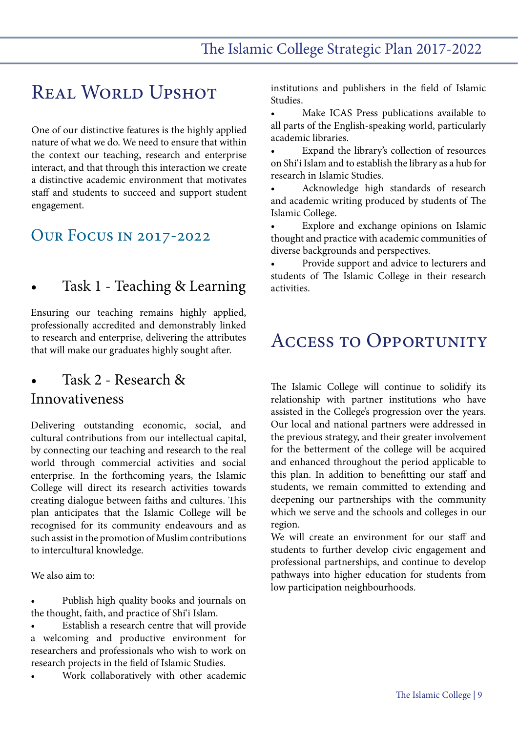# Real World Upshot

One of our distinctive features is the highly applied nature of what we do. We need to ensure that within the context our teaching, research and enterprise interact, and that through this interaction we create a distinctive academic environment that motivates staff and students to succeed and support student engagement.

## Our Focus in 2017-2022

### Task 1 - Teaching & Learning

Ensuring our teaching remains highly applied, professionally accredited and demonstrably linked to research and enterprise, delivering the attributes that will make our graduates highly sought after.

### Task 2 - Research & Innovativeness

Delivering outstanding economic, social, and cultural contributions from our intellectual capital, by connecting our teaching and research to the real world through commercial activities and social enterprise. In the forthcoming years, the Islamic College will direct its research activities towards creating dialogue between faiths and cultures. This plan anticipates that the Islamic College will be recognised for its community endeavours and as such assist in the promotion of Muslim contributions to intercultural knowledge.

We also aim to:

- Publish high quality books and journals on the thought, faith, and practice of Shi'i Islam.
- Establish a research centre that will provide a welcoming and productive environment for researchers and professionals who wish to work on research projects in the field of Islamic Studies.
- Work collaboratively with other academic institutions and publishers in the field of Islamic Studies.
- Make ICAS Press publications available to all parts of the English-speaking world, particularly academic libraries.
- Expand the library's collection of resources on Shi'i Islam and to establish the library as a hub for research in Islamic Studies.
- Acknowledge high standards of research and academic writing produced by students of The Islamic College.
- Explore and exchange opinions on Islamic thought and practice with academic communities of diverse backgrounds and perspectives.
- Provide support and advice to lecturers and students of The Islamic College in their research activities.

# Access to Opportunity

The Islamic College will continue to solidify its relationship with partner institutions who have assisted in the College's progression over the years. Our local and national partners were addressed in the previous strategy, and their greater involvement for the betterment of the college will be acquired and enhanced throughout the period applicable to this plan. In addition to benefitting our staff and students, we remain committed to extending and deepening our partnerships with the community which we serve and the schools and colleges in our region.

We will create an environment for our staff and students to further develop civic engagement and professional partnerships, and continue to develop pathways into higher education for students from low participation neighbourhoods.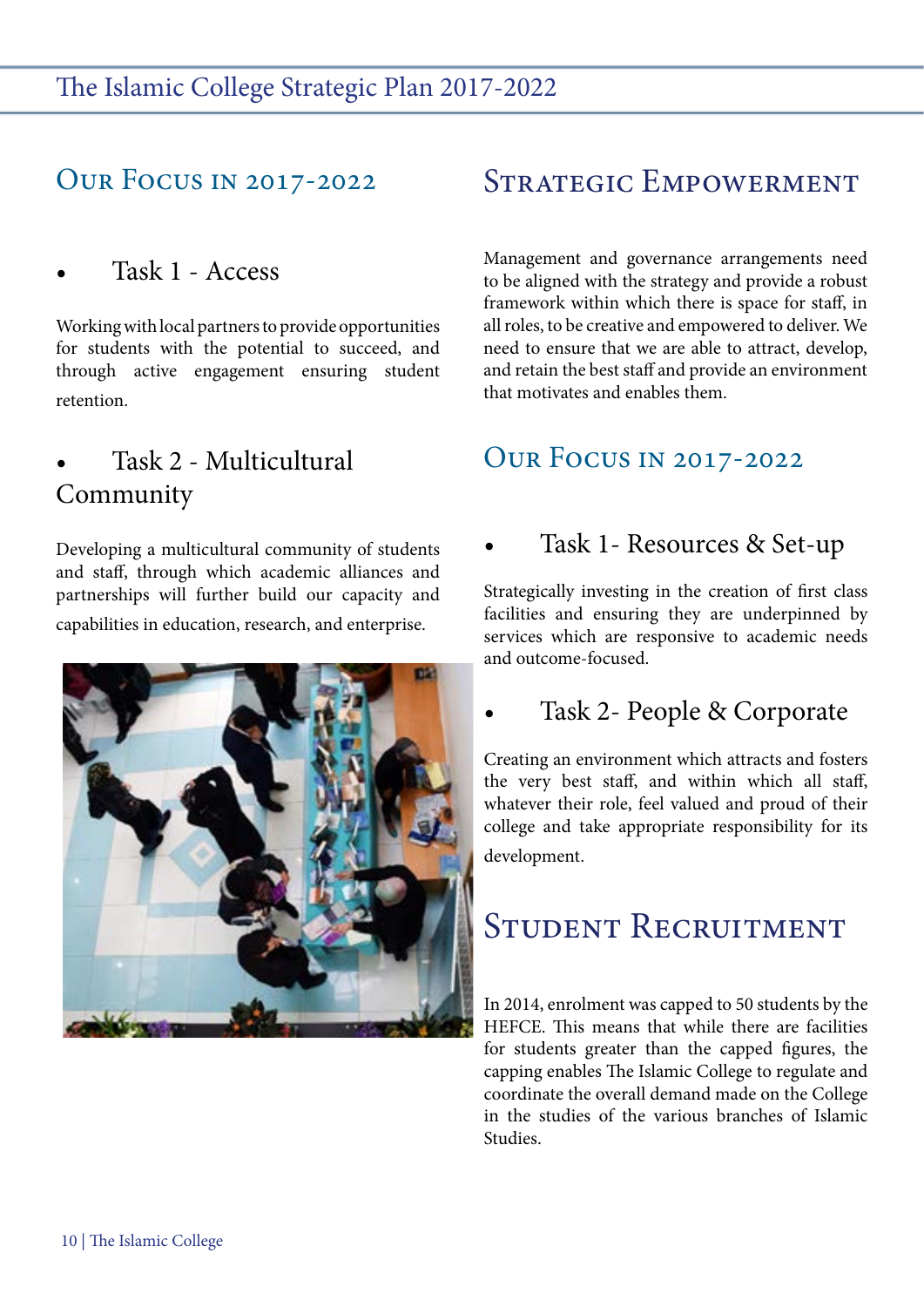## Our Focus in 2017-2022

- ### Task 1 - Access

Working with local partners to provide opportunities for students with the potential to succeed, and through active engagement ensuring student retention.

- ### Task 2 - Multicultural Community

Developing a multicultural community of students and staff, through which academic alliances and partnerships will further build our capacity and capabilities in education, research, and enterprise.

## Strategic Empowerment

Management and governance arrangements need to be aligned with the strategy and provide a robust framework within which there is space for staff, in all roles, to be creative and empowered to deliver. We need to ensure that we are able to attract, develop, and retain the best staff and provide an environment that motivates and enables them.

## Our Focus in 2017-2022

- ### Task 1- Resources & Set-up

Strategically investing in the creation of first class facilities and ensuring they are underpinned by services which are responsive to academic needs and outcome-focused.

- ### Task 2- People & Corporate

Creating an environment which attracts and fosters the very best staff, and within which all staff, whatever their role, feel valued and proud of their college and take appropriate responsibility for its development.

## Student Recruitment

In 2014, enrolment was capped to 50 students by the HEFCE. This means that while there are facilities for students greater than the capped figures, the capping enables The Islamic College to regulate and coordinate the overall demand made on the College in the studies of the various branches of Islamic Studies.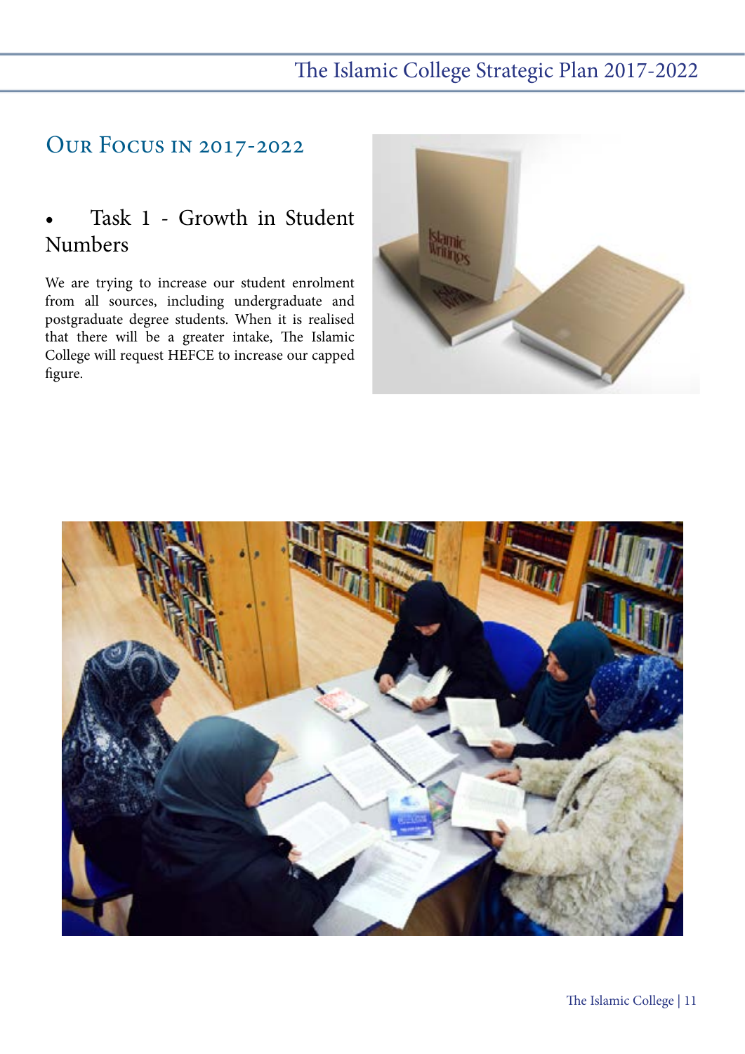## Our Focus in 2017-2022

- ### Task 1 - Growth in Student Numbers

We are trying to increase our student enrolment from all sources, including undergraduate and postgraduate degree students. When it is realised that there will be a greater intake, The Islamic College will request HEFCE to increase our capped figure.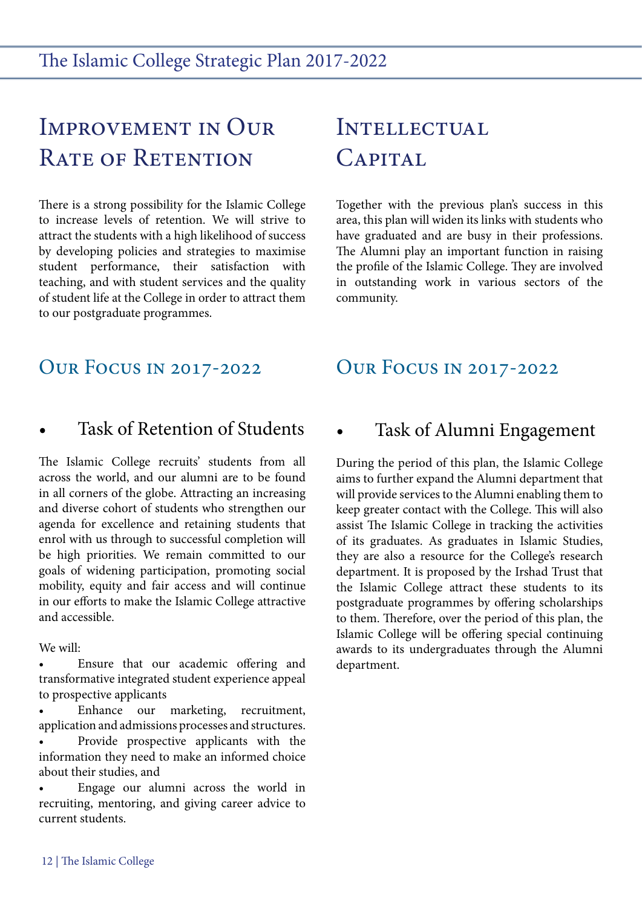# Improvement in Our Rate of Retention

There is a strong possibility for the Islamic College to increase levels of retention. We will strive to attract the students with a high likelihood of success by developing policies and strategies to maximise student performance, their satisfaction with teaching, and with student services and the quality of student life at the College in order to attract them to our postgraduate programmes.

## Our Focus in 2017-2022

- ### Task of Retention of Students

The Islamic College recruits' students from all across the world, and our alumni are to be found in all corners of the globe. Attracting an increasing and diverse cohort of students who strengthen our agenda for excellence and retaining students that enrol with us through to successful completion will be high priorities. We remain committed to our goals of widening participation, promoting social mobility, equity and fair access and will continue in our efforts to make the Islamic College attractive and accessible.

We will:

- Ensure that our academic offering and transformative integrated student experience appeal to prospective applicants
- Enhance our marketing, recruitment, application and admissions processes and structures.
- Provide prospective applicants with the information they need to make an informed choice about their studies, and
- Engage our alumni across the world in recruiting, mentoring, and giving career advice to current students.

# Intellectual Capital

Together with the previous plan's success in this area, this plan will widen its links with students who have graduated and are busy in their professions. The Alumni play an important function in raising the profile of the Islamic College. They are involved in outstanding work in various sectors of the community.

## Our Focus in 2017-2022

- ### Task of Alumni Engagement

During the period of this plan, the Islamic College aims to further expand the Alumni department that will provide services to the Alumni enabling them to keep greater contact with the College. This will also assist The Islamic College in tracking the activities of its graduates. As graduates in Islamic Studies, they are also a resource for the College's research department. It is proposed by the Irshad Trust that the Islamic College attract these students to its postgraduate programmes by offering scholarships to them. Therefore, over the period of this plan, the Islamic College will be offering special continuing awards to its undergraduates through the Alumni department.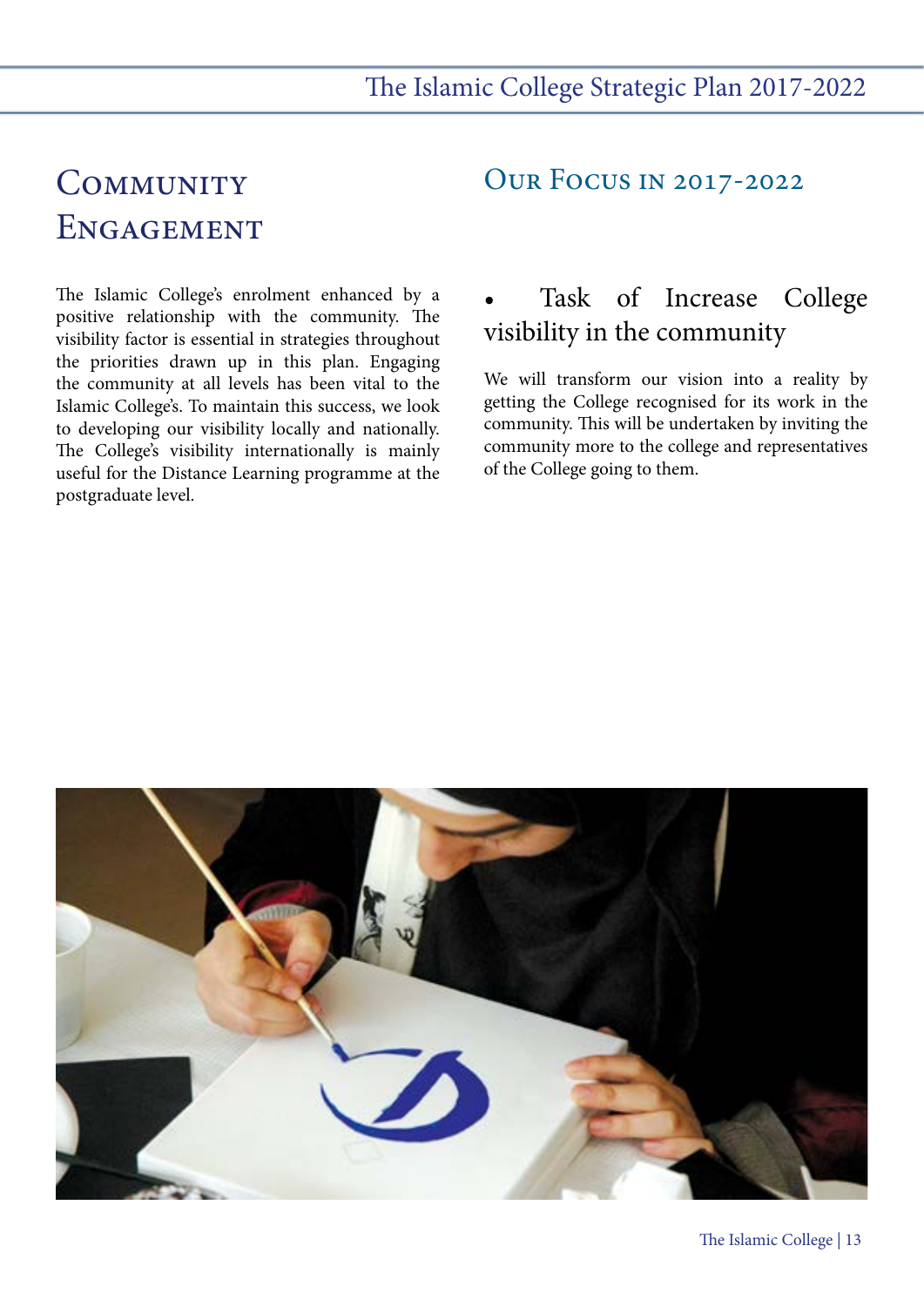# Community Engagement

The Islamic College's enrolment enhanced by a positive relationship with the community. The visibility factor is essential in strategies throughout the priorities drawn up in this plan. Engaging the community at all levels has been vital to the Islamic College's. To maintain this success, we look to developing our visibility locally and nationally. The College's visibility internationally is mainly useful for the Distance Learning programme at the postgraduate level.

## Our Focus in 2017-2022

- Task of Increase College visibility in the community

We will transform our vision into a reality by getting the College recognised for its work in the community. This will be undertaken by inviting the community more to the college and representatives of the College going to them.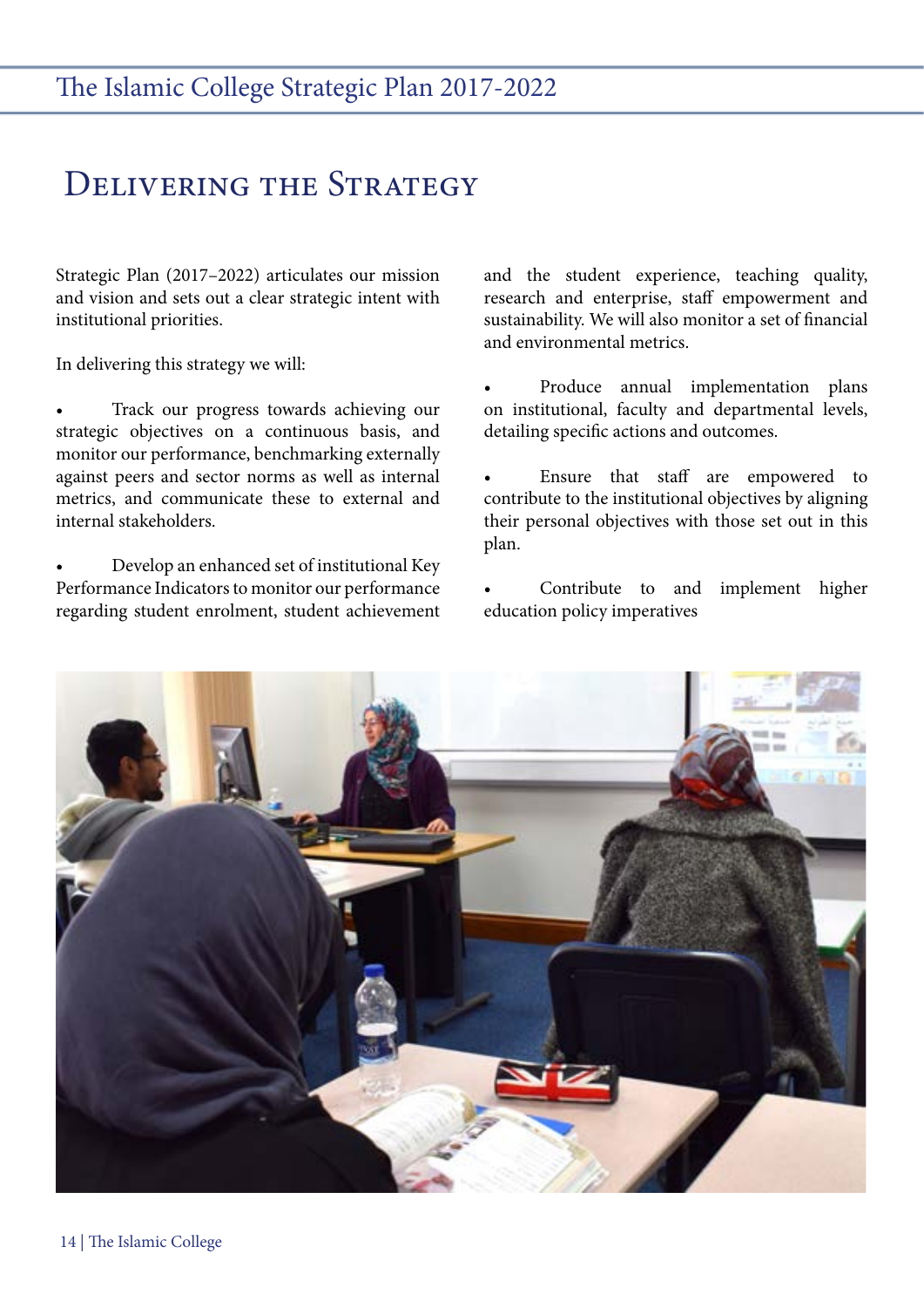# Delivering the Strategy

Strategic Plan (2017–2022) articulates our mission and vision and sets out a clear strategic intent with institutional priorities.

In delivering this strategy we will:

- Track our progress towards achieving our strategic objectives on a continuous basis, and monitor our performance, benchmarking externally against peers and sector norms as well as internal metrics, and communicate these to external and internal stakeholders.
- Develop an enhanced set of institutional Key Performance Indicators to monitor our performance regarding student enrolment, student achievement and the student experience, teaching quality, research and enterprise, staff empowerment and sustainability. We will also monitor a set of financial and environmental metrics.
- Produce annual implementation plans on institutional, faculty and departmental levels, detailing specific actions and outcomes.
- Ensure that staff are empowered to contribute to the institutional objectives by aligning their personal objectives with those set out in this plan.
- Contribute to and implement higher education policy imperatives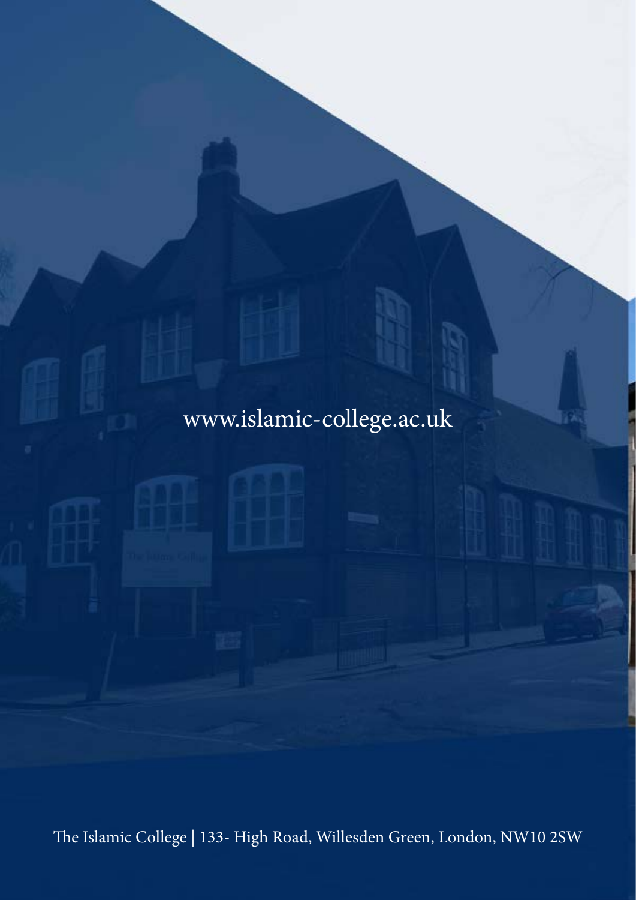www.islamic-college.ac.uk

The Islamic College | 133- High Road, Willesden Green, London, NW10 2SW